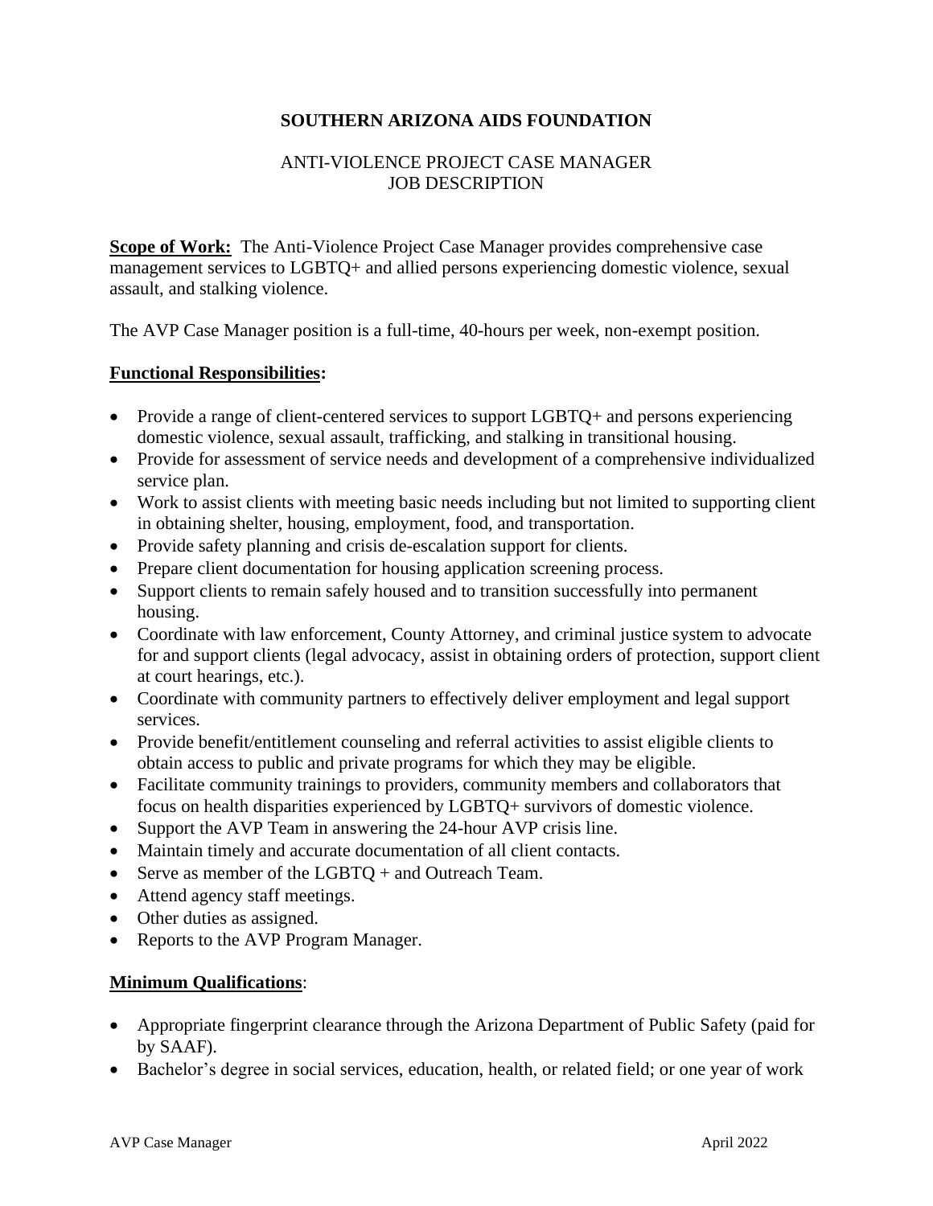**SOUTHERN ARIZONA AIDS FOUNDATION**

ANTI-VIOLENCE PROJECT CASE MANAGER
JOB DESCRIPTION

**Scope of Work:** The Anti-Violence Project Case Manager provides comprehensive case management services to LGBTQ+ and allied persons experiencing domestic violence, sexual assault, and stalking violence.

The AVP Case Manager position is a full-time, 40-hours per week, non-exempt position.

**Functional Responsibilities:**

- Provide a range of client-centered services to support LGBTQ+ and persons experiencing domestic violence, sexual assault, trafficking, and stalking in transitional housing.
- Provide for assessment of service needs and development of a comprehensive individualized service plan.
- Work to assist clients with meeting basic needs including but not limited to supporting client in obtaining shelter, housing, employment, food, and transportation.
- Provide safety planning and crisis de-escalation support for clients.
- Prepare client documentation for housing application screening process.
- Support clients to remain safely housed and to transition successfully into permanent housing.
- Coordinate with law enforcement, County Attorney, and criminal justice system to advocate for and support clients (legal advocacy, assist in obtaining orders of protection, support client at court hearings, etc.).
- Coordinate with community partners to effectively deliver employment and legal support services.
- Provide benefit/entitlement counseling and referral activities to assist eligible clients to obtain access to public and private programs for which they may be eligible.
- Facilitate community trainings to providers, community members and collaborators that focus on health disparities experienced by LGBTQ+ survivors of domestic violence.
- Support the AVP Team in answering the 24-hour AVP crisis line.
- Maintain timely and accurate documentation of all client contacts.
- Serve as member of the LGBTQ + and Outreach Team.
- Attend agency staff meetings.
- Other duties as assigned.
- Reports to the AVP Program Manager.

**Minimum Qualifications**:

- Appropriate fingerprint clearance through the Arizona Department of Public Safety (paid for by SAAF).
- Bachelor's degree in social services, education, health, or related field; or one year of work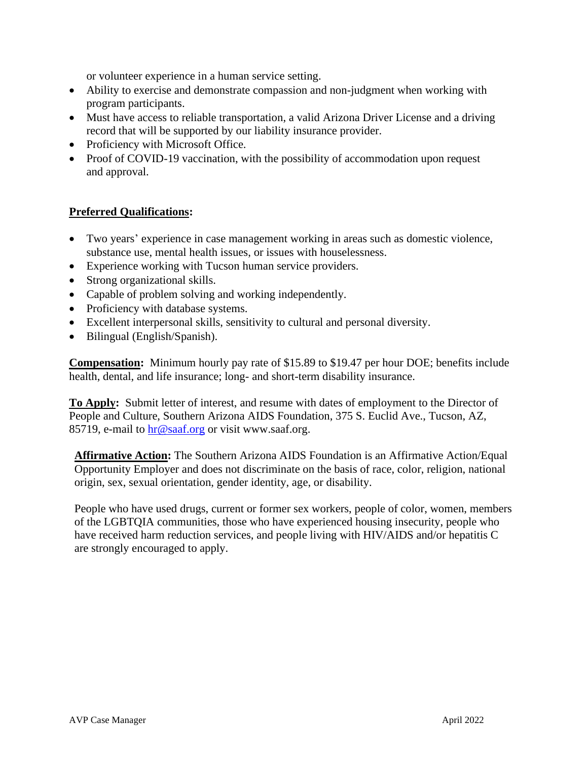or volunteer experience in a human service setting.

- Ability to exercise and demonstrate compassion and non-judgment when working with program participants.
- Must have access to reliable transportation, a valid Arizona Driver License and a driving record that will be supported by our liability insurance provider.
- Proficiency with Microsoft Office.
- Proof of COVID-19 vaccination, with the possibility of accommodation upon request and approval.

**Preferred Qualifications:**

- Two years' experience in case management working in areas such as domestic violence, substance use, mental health issues, or issues with houselessness.
- Experience working with Tucson human service providers.
- Strong organizational skills.
- Capable of problem solving and working independently.
- Proficiency with database systems.
- Excellent interpersonal skills, sensitivity to cultural and personal diversity.
- Bilingual (English/Spanish).

**Compensation:** Minimum hourly pay rate of $15.89 to $19.47 per hour DOE; benefits include health, dental, and life insurance; long- and short-term disability insurance.

**To Apply:** Submit letter of interest, and resume with dates of employment to the Director of People and Culture, Southern Arizona AIDS Foundation, 375 S. Euclid Ave., Tucson, AZ, 85719, e-mail to hr@saaf.org or visit www.saaf.org.

**Affirmative Action:** The Southern Arizona AIDS Foundation is an Affirmative Action/Equal Opportunity Employer and does not discriminate on the basis of race, color, religion, national origin, sex, sexual orientation, gender identity, age, or disability.

People who have used drugs, current or former sex workers, people of color, women, members of the LGBTQIA communities, those who have experienced housing insecurity, people who have received harm reduction services, and people living with HIV/AIDS and/or hepatitis C are strongly encouraged to apply.